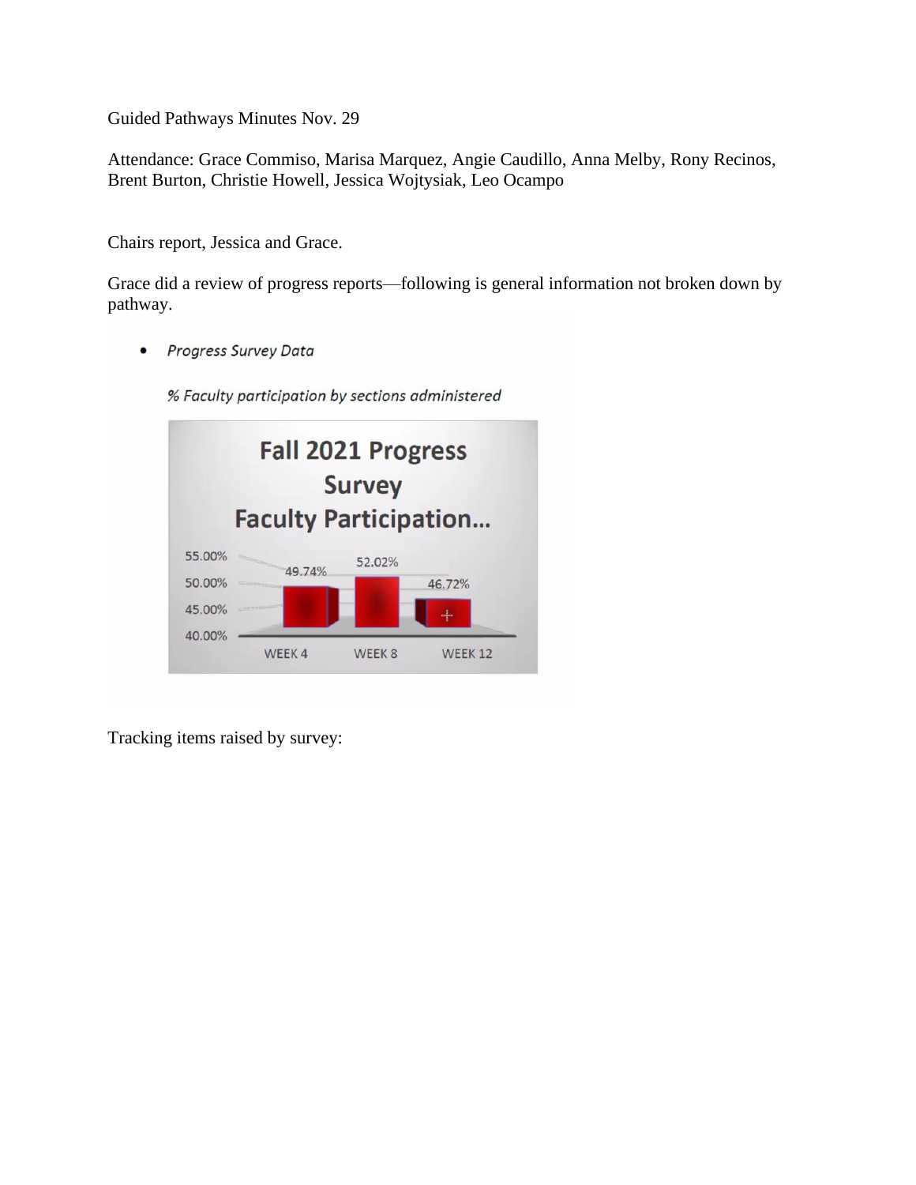Guided Pathways Minutes Nov. 29

Attendance: Grace Commiso, Marisa Marquez, Angie Caudillo, Anna Melby, Rony Recinos, Brent Burton, Christie Howell, Jessica Wojtysiak, Leo Ocampo

Chairs report, Jessica and Grace.

Grace did a review of progress reports—following is general information not broken down by pathway.

- *Progress Survey Data*

  *% Faculty participation by sections administered*

Fall 2021 Progress Survey Faculty Participation…

| WEEK 4 | WEEK 8 | WEEK 12 |
| --- | --- | --- |
| 49.74% | 52.02% | 46.72% |

Tracking items raised by survey: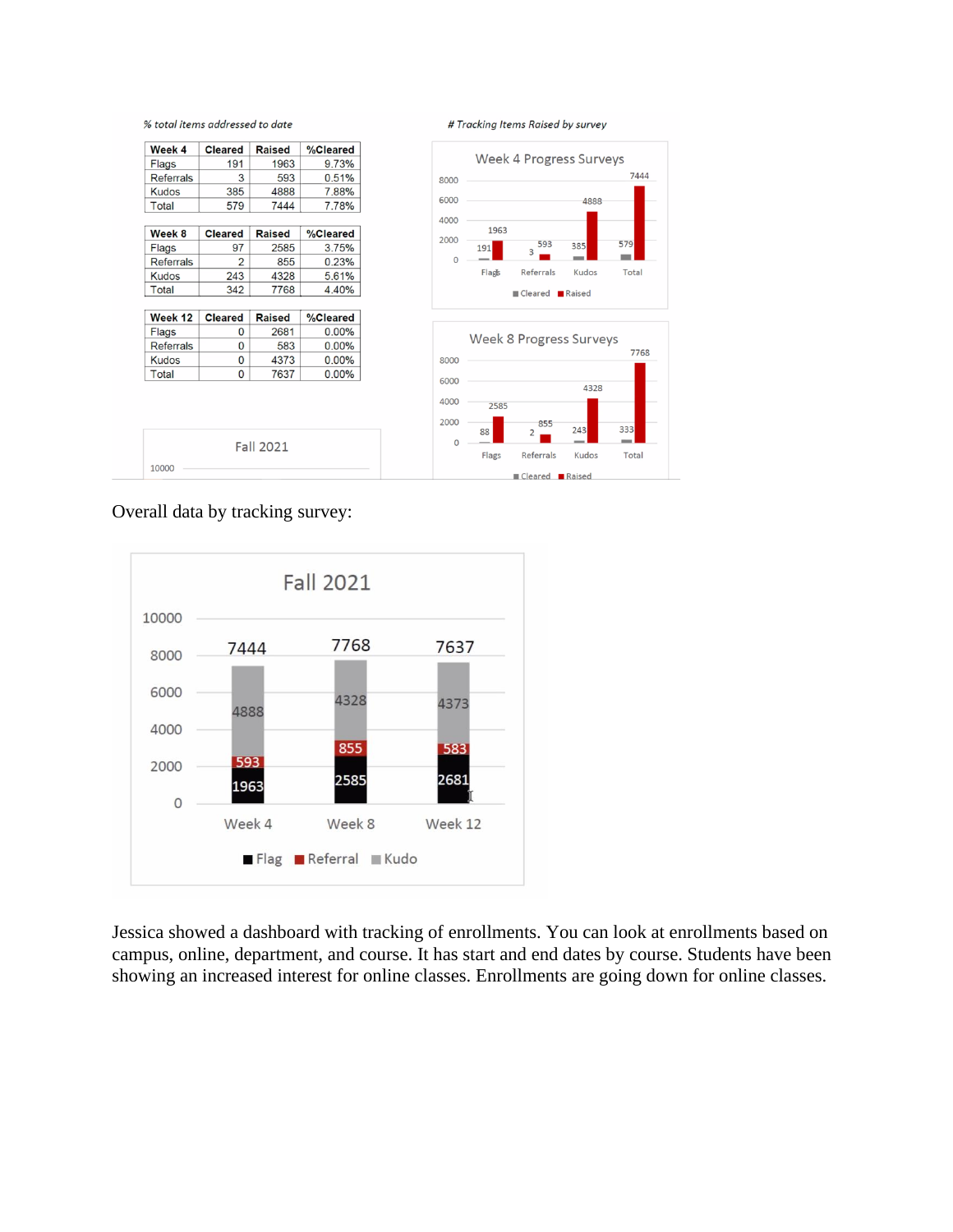*% total items addressed to date*

| Week 4 | Cleared | Raised | %Cleared |
|---|---|---|---|
| Flags | 191 | 1963 | 9.73% |
| Referrals | 3 | 593 | 0.51% |
| Kudos | 385 | 4888 | 7.88% |
| Total | 579 | 7444 | 7.78% |

| Week 8 | Cleared | Raised | %Cleared |
|---|---|---|---|
| Flags | 97 | 2585 | 3.75% |
| Referrals | 2 | 855 | 0.23% |
| Kudos | 243 | 4328 | 5.61% |
| Total | 342 | 7768 | 4.40% |

| Week 12 | Cleared | Raised | %Cleared |
|---|---|---|---|
| Flags | 0 | 2681 | 0.00% |
| Referrals | 0 | 583 | 0.00% |
| Kudos | 0 | 4373 | 0.00% |
| Total | 0 | 7637 | 0.00% |

*# Tracking Items Raised by survey*

Overall data by tracking survey:

Jessica showed a dashboard with tracking of enrollments. You can look at enrollments based on campus, online, department, and course. It has start and end dates by course. Students have been showing an increased interest for online classes. Enrollments are going down for online classes.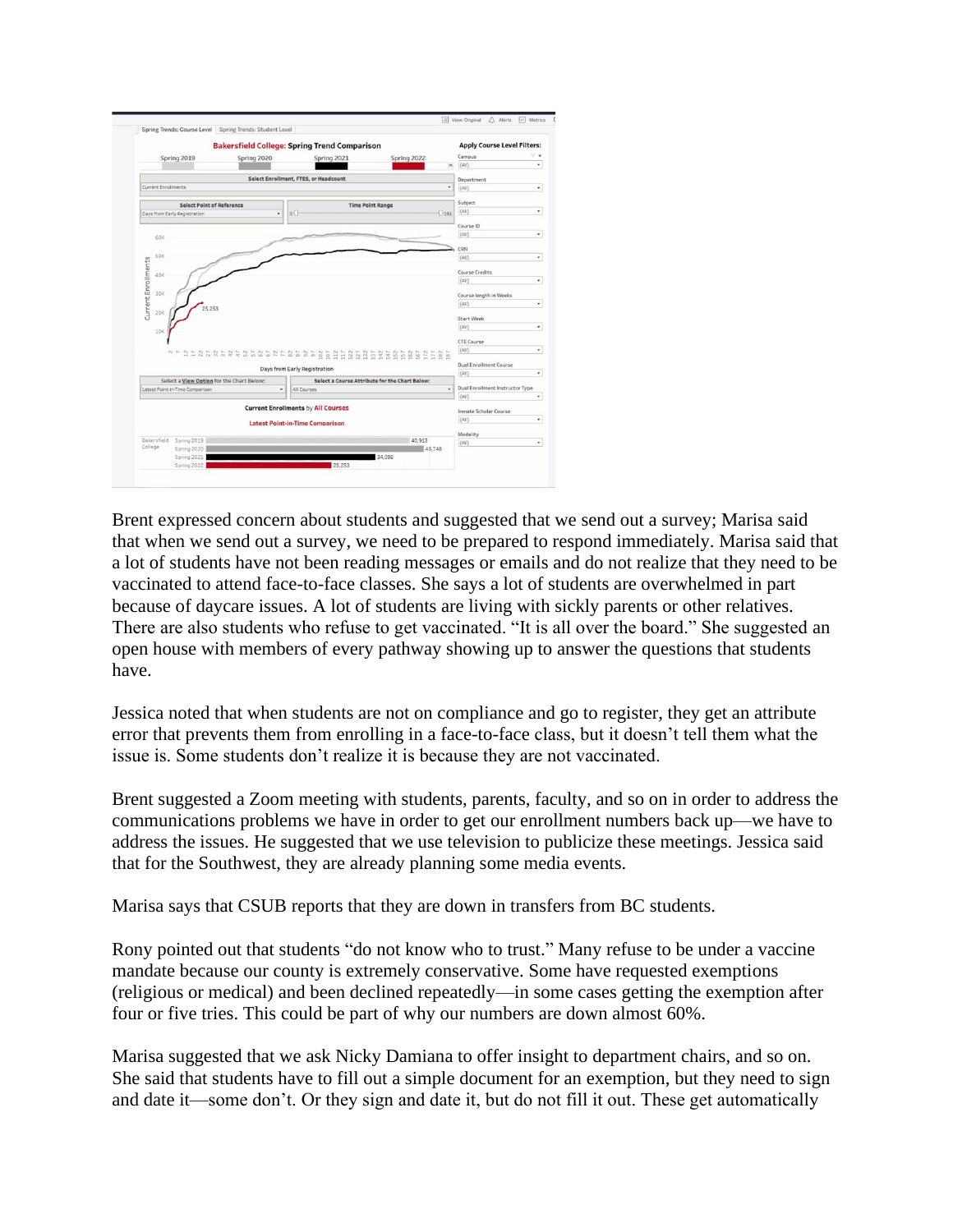Brent expressed concern about students and suggested that we send out a survey; Marisa said that when we send out a survey, we need to be prepared to respond immediately. Marisa said that a lot of students have not been reading messages or emails and do not realize that they need to be vaccinated to attend face-to-face classes. She says a lot of students are overwhelmed in part because of daycare issues. A lot of students are living with sickly parents or other relatives. There are also students who refuse to get vaccinated. "It is all over the board." She suggested an open house with members of every pathway showing up to answer the questions that students have.

Jessica noted that when students are not on compliance and go to register, they get an attribute error that prevents them from enrolling in a face-to-face class, but it doesn't tell them what the issue is. Some students don't realize it is because they are not vaccinated.

Brent suggested a Zoom meeting with students, parents, faculty, and so on in order to address the communications problems we have in order to get our enrollment numbers back up—we have to address the issues. He suggested that we use television to publicize these meetings. Jessica said that for the Southwest, they are already planning some media events.

Marisa says that CSUB reports that they are down in transfers from BC students.

Rony pointed out that students "do not know who to trust." Many refuse to be under a vaccine mandate because our county is extremely conservative. Some have requested exemptions (religious or medical) and been declined repeatedly—in some cases getting the exemption after four or five tries. This could be part of why our numbers are down almost 60%.

Marisa suggested that we ask Nicky Damiana to offer insight to department chairs, and so on. She said that students have to fill out a simple document for an exemption, but they need to sign and date it—some don't. Or they sign and date it, but do not fill it out. These get automatically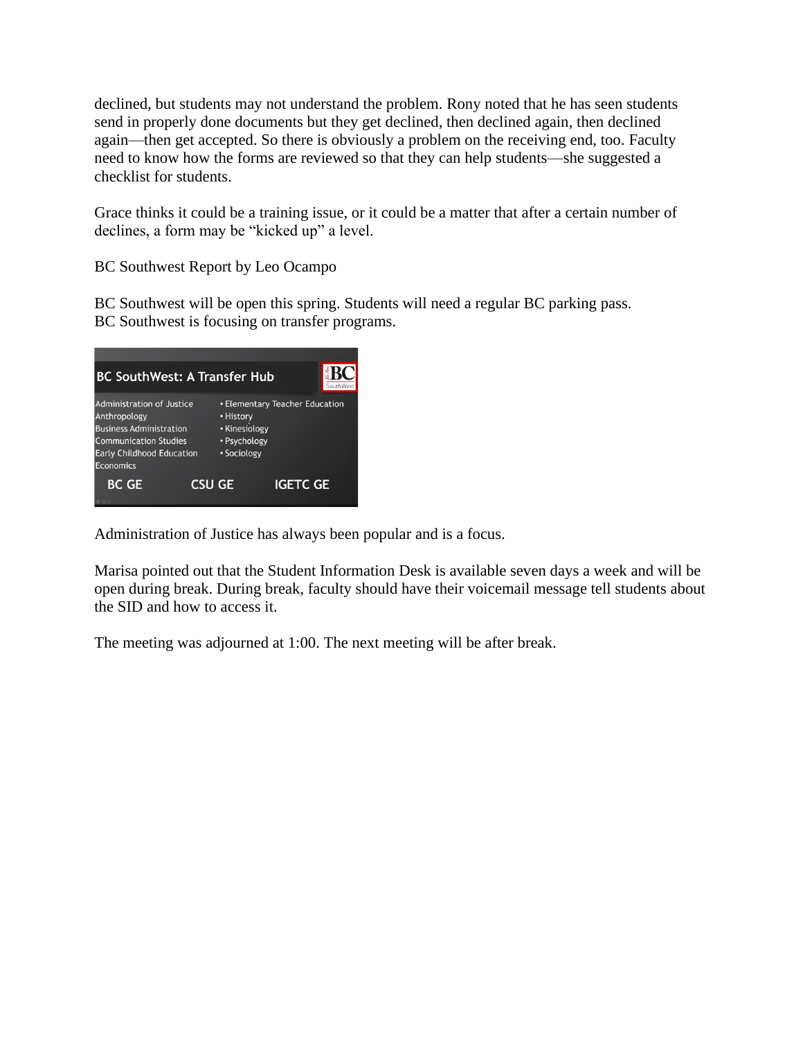declined, but students may not understand the problem. Rony noted that he has seen students send in properly done documents but they get declined, then declined again, then declined again—then get accepted. So there is obviously a problem on the receiving end, too. Faculty need to know how the forms are reviewed so that they can help students—she suggested a checklist for students.

Grace thinks it could be a training issue, or it could be a matter that after a certain number of declines, a form may be "kicked up" a level.

BC Southwest Report by Leo Ocampo

BC Southwest will be open this spring. Students will need a regular BC parking pass.
BC Southwest is focusing on transfer programs.

BC SouthWest: A Transfer Hub

BC SouthWest

Administration of Justice
Anthropology
Business Administration
Communication Studies
Early Childhood Education
Economics

- Elementary Teacher Education
- History
- Kinesiology
- Psychology
- Sociology

BC GE CSU GE IGETC GE

Administration of Justice has always been popular and is a focus.

Marisa pointed out that the Student Information Desk is available seven days a week and will be open during break. During break, faculty should have their voicemail message tell students about the SID and how to access it.

The meeting was adjourned at 1:00. The next meeting will be after break.